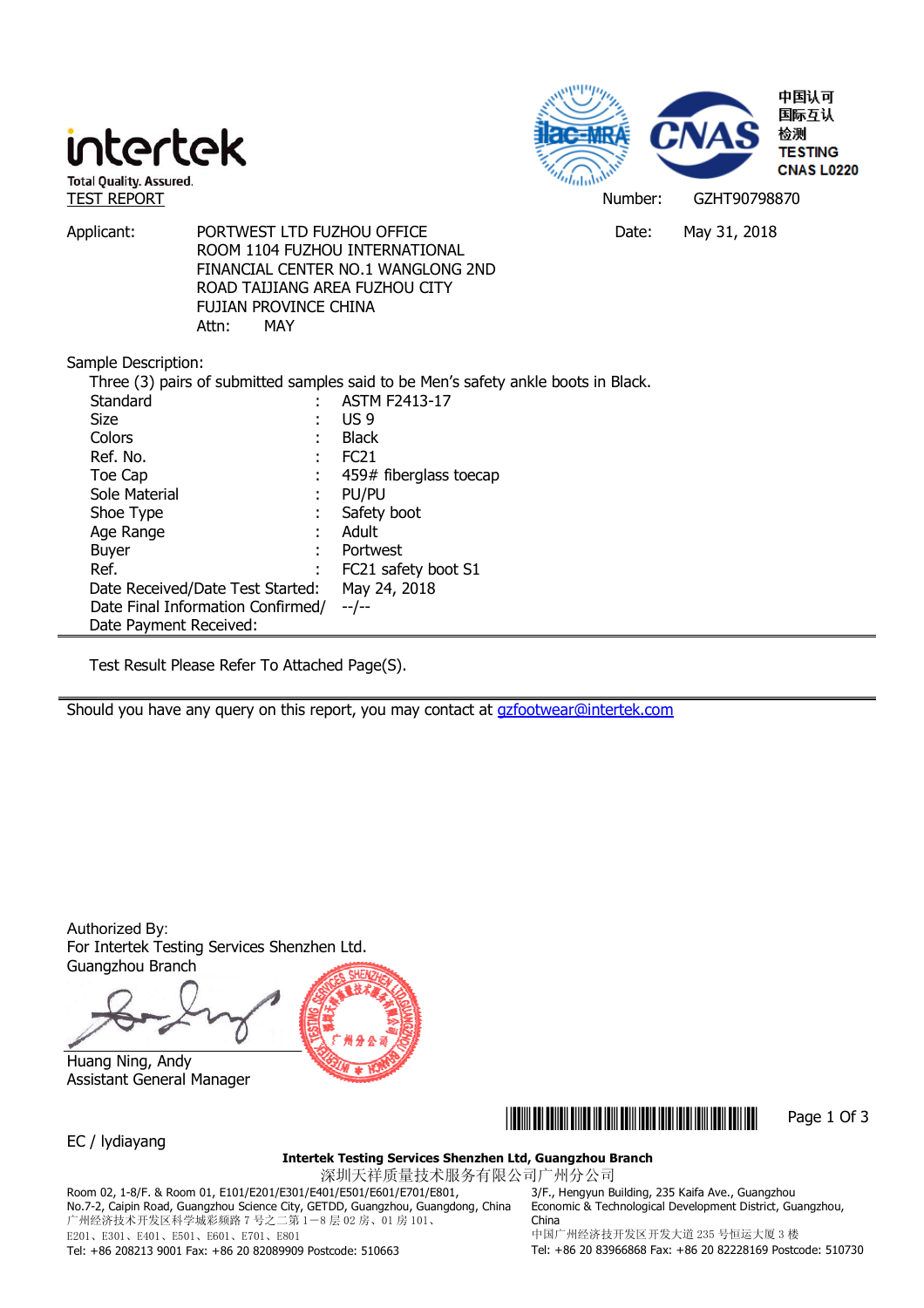intertek

Total Quality. Assured.

TEST REPORT

中国认可
国际互认
检测
TESTING
CNAS L0220

Number: GZHT90798870

Applicant: PORTWEST LTD FUZHOU OFFICE
ROOM 1104 FUZHOU INTERNATIONAL
FINANCIAL CENTER NO.1 WANGLONG 2ND
ROAD TAIJIANG AREA FUZHOU CITY
FUJIAN PROVINCE CHINA
Attn: MAY

Date: May 31, 2018

Sample Description:

Three (3) pairs of submitted samples said to be Men's safety ankle boots in Black.

| | | |
|---|---|---|
| Standard | : | ASTM F2413-17 |
| Size | : | US 9 |
| Colors | : | Black |
| Ref. No. | : | FC21 |
| Toe Cap | : | 459# fiberglass toecap |
| Sole Material | : | PU/PU |
| Shoe Type | : | Safety boot |
| Age Range | : | Adult |
| Buyer | : | Portwest |
| Ref. | : | FC21 safety boot S1 |
| Date Received/Date Test Started: | | May 24, 2018 |
| Date Final Information Confirmed/ Date Payment Received: | | --/-- |

Test Result Please Refer To Attached Page(S).

Should you have any query on this report, you may contact at gzfootwear@intertek.com

Authorized By:
For Intertek Testing Services Shenzhen Ltd.
Guangzhou Branch

Huang Ning, Andy
Assistant General Manager

EC / lydiayang

**Intertek Testing Services Shenzhen Ltd, Guangzhou Branch**
深圳天祥质量技术服务有限公司广州分公司

Room 02, 1-8/F. & Room 01, E101/E201/E301/E401/E501/E601/E701/E801, No.7-2, Caipin Road, Guangzhou Science City, GETDD, Guangzhou, Guangdong, China
广州经济技术开发区科学城彩频路 7 号之二第 1－8 层 02 房、01 房 101、E201、E301、E401、E501、E601、E701、E801
Tel: +86 208213 9001 Fax: +86 20 82089909 Postcode: 510663

3/F., Hengyun Building, 235 Kaifa Ave., Guangzhou Economic & Technological Development District, Guangzhou, China
中国广州经济技开发区开发大道 235 号恒运大厦 3 楼
Tel: +86 20 83966868 Fax: +86 20 82228169 Postcode: 510730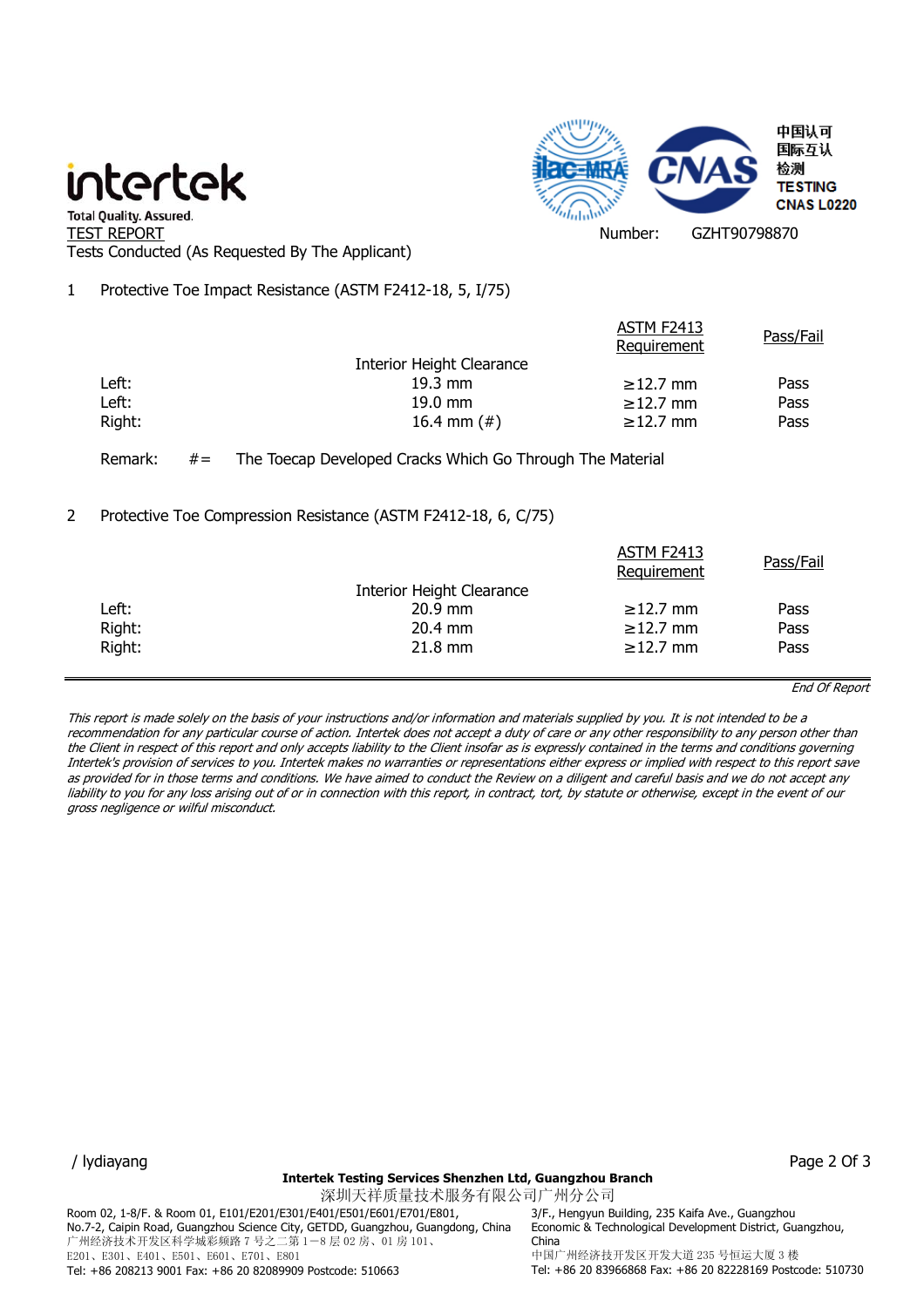intertek
Total Quality. Assured.

TEST REPORT

Tests Conducted (As Requested By The Applicant)

Number: GZHT90798870

中国认可
国际互认
检测
TESTING
CNAS L0220

1 Protective Toe Impact Resistance (ASTM F2412-18, 5, I/75)

| | Interior Height Clearance | ASTM F2413 Requirement | Pass/Fail |
|---|---|---|---|
| Left: | 19.3 mm | ≥12.7 mm | Pass |
| Left: | 19.0 mm | ≥12.7 mm | Pass |
| Right: | 16.4 mm (#) | ≥12.7 mm | Pass |

Remark: #= The Toecap Developed Cracks Which Go Through The Material

2 Protective Toe Compression Resistance (ASTM F2412-18, 6, C/75)

| | Interior Height Clearance | ASTM F2413 Requirement | Pass/Fail |
|---|---|---|---|
| Left: | 20.9 mm | ≥12.7 mm | Pass |
| Right: | 20.4 mm | ≥12.7 mm | Pass |
| Right: | 21.8 mm | ≥12.7 mm | Pass |

*End Of Report*

*This report is made solely on the basis of your instructions and/or information and materials supplied by you. It is not intended to be a recommendation for any particular course of action. Intertek does not accept a duty of care or any other responsibility to any person other than the Client in respect of this report and only accepts liability to the Client insofar as is expressly contained in the terms and conditions governing Intertek's provision of services to you. Intertek makes no warranties or representations either express or implied with respect to this report save as provided for in those terms and conditions. We have aimed to conduct the Review on a diligent and careful basis and we do not accept any liability to you for any loss arising out of or in connection with this report, in contract, tort, by statute or otherwise, except in the event of our gross negligence or wilful misconduct.*

/ lydiayang

**Intertek Testing Services Shenzhen Ltd, Guangzhou Branch**
深圳天祥质量技术服务有限公司广州分公司

Room 02, 1-8/F. & Room 01, E101/E201/E301/E401/E501/E601/E701/E801, No.7-2, Caipin Road, Guangzhou Science City, GETDD, Guangzhou, Guangdong, China
广州经济技术开发区科学城彩频路 7 号之二第 1—8 层 02 房、01 房 101、E201、E301、E401、E501、E601、E701、E801
Tel: +86 208213 9001 Fax: +86 20 82089909 Postcode: 510663

3/F., Hengyun Building, 235 Kaifa Ave., Guangzhou Economic & Technological Development District, Guangzhou, China
中国广州经济技开发区开发大道 235 号恒运大厦 3 楼
Tel: +86 20 83966868 Fax: +86 20 82228169 Postcode: 510730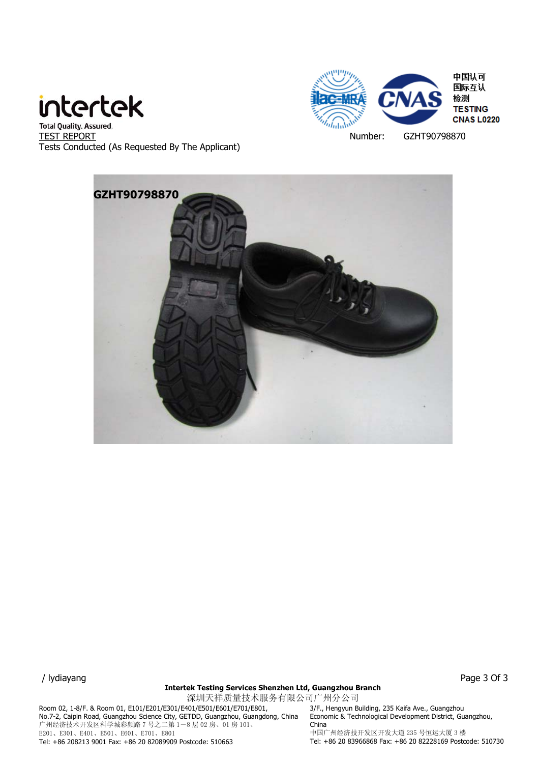TEST REPORT

Tests Conducted (As Requested By The Applicant)

Number: GZHT90798870

GZHT90798870

/ lydiayang

**Intertek Testing Services Shenzhen Ltd, Guangzhou Branch**

深圳天祥质量技术服务有限公司广州分公司

Room 02, 1-8/F. & Room 01, E101/E201/E301/E401/E501/E601/E701/E801,
No.7-2, Caipin Road, Guangzhou Science City, GETDD, Guangzhou, Guangdong, China
广州经济技术开发区科学城彩频路7号之二第1—8层02房、01房101、
E201、E301、E401、E501、E601、E701、E801
Tel: +86 208213 9001 Fax: +86 20 82089909 Postcode: 510663

3/F., Hengyun Building, 235 Kaifa Ave., Guangzhou
Economic & Technological Development District, Guangzhou,
China
中国广州经济技开发区开发大道235号恒运大厦3楼
Tel: +86 20 83966868 Fax: +86 20 82228169 Postcode: 510730